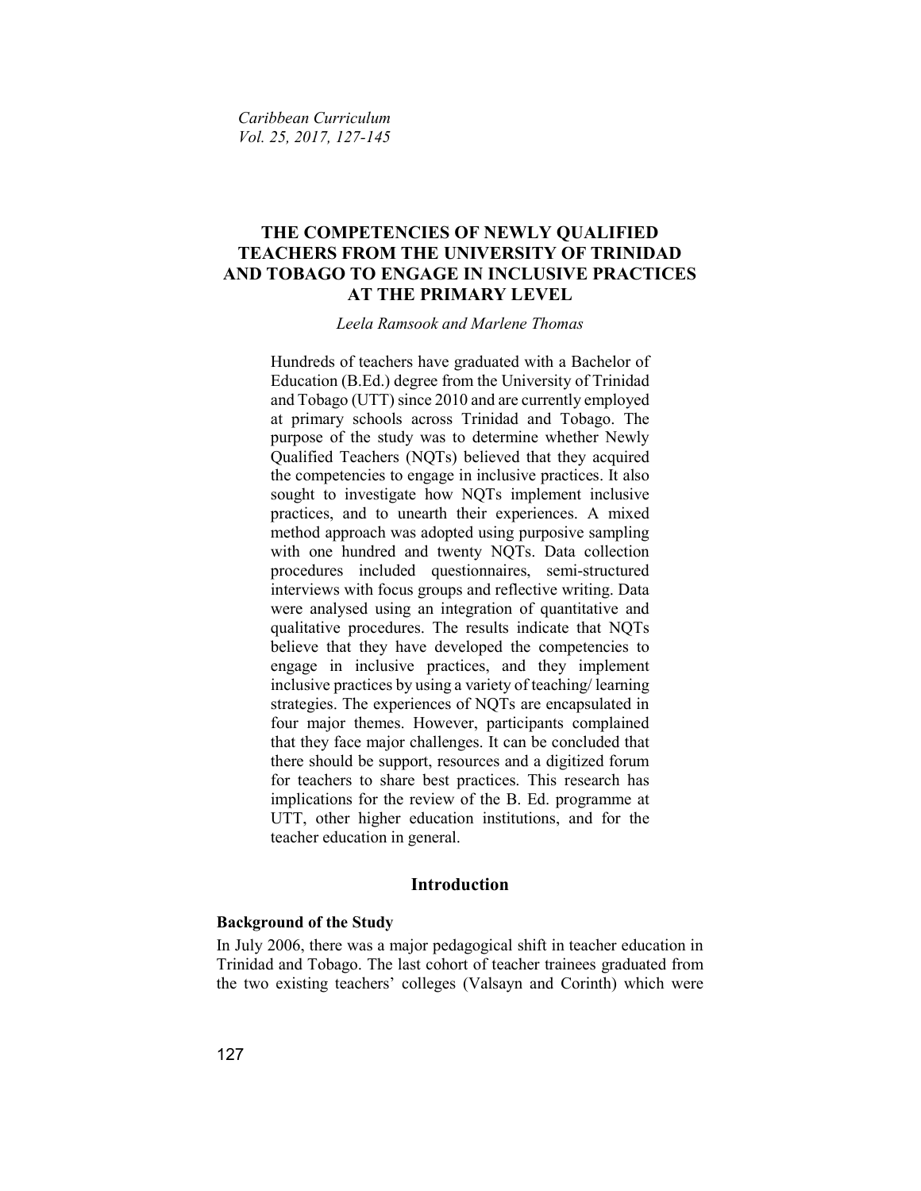# THE COMPETENCIES OF NEWLY QUALIFIED TEACHERS FROM THE UNIVERSITY OF TRINIDAD AND TOBAGO TO ENGAGE IN INCLUSIVE PRACTICES AT THE PRIMARY LEVEL

*Leela Ramsook and Marlene Thomas*

Hundreds of teachers have graduated with a Bachelor of Education (B.Ed.) degree from the University of Trinidad and Tobago (UTT) since 2010 and are currently employed at primary schools across Trinidad and Tobago. The purpose of the study was to determine whether Newly Qualified Teachers (NQTs) believed that they acquired the competencies to engage in inclusive practices. It also sought to investigate how NQTs implement inclusive practices, and to unearth their experiences. A mixed method approach was adopted using purposive sampling with one hundred and twenty NQTs. Data collection procedures included questionnaires, semi-structured interviews with focus groups and reflective writing. Data were analysed using an integration of quantitative and qualitative procedures. The results indicate that NQTs believe that they have developed the competencies to engage in inclusive practices, and they implement inclusive practices by using a variety of teaching/ learning strategies. The experiences of NQTs are encapsulated in four major themes. However, participants complained that they face major challenges. It can be concluded that there should be support, resources and a digitized forum for teachers to share best practices. This research has implications for the review of the B. Ed. programme at UTT, other higher education institutions, and for the teacher education in general.

## Introduction

### Background of the Study

In July 2006, there was a major pedagogical shift in teacher education in Trinidad and Tobago. The last cohort of teacher trainees graduated from the two existing teachers' colleges (Valsayn and Corinth) which were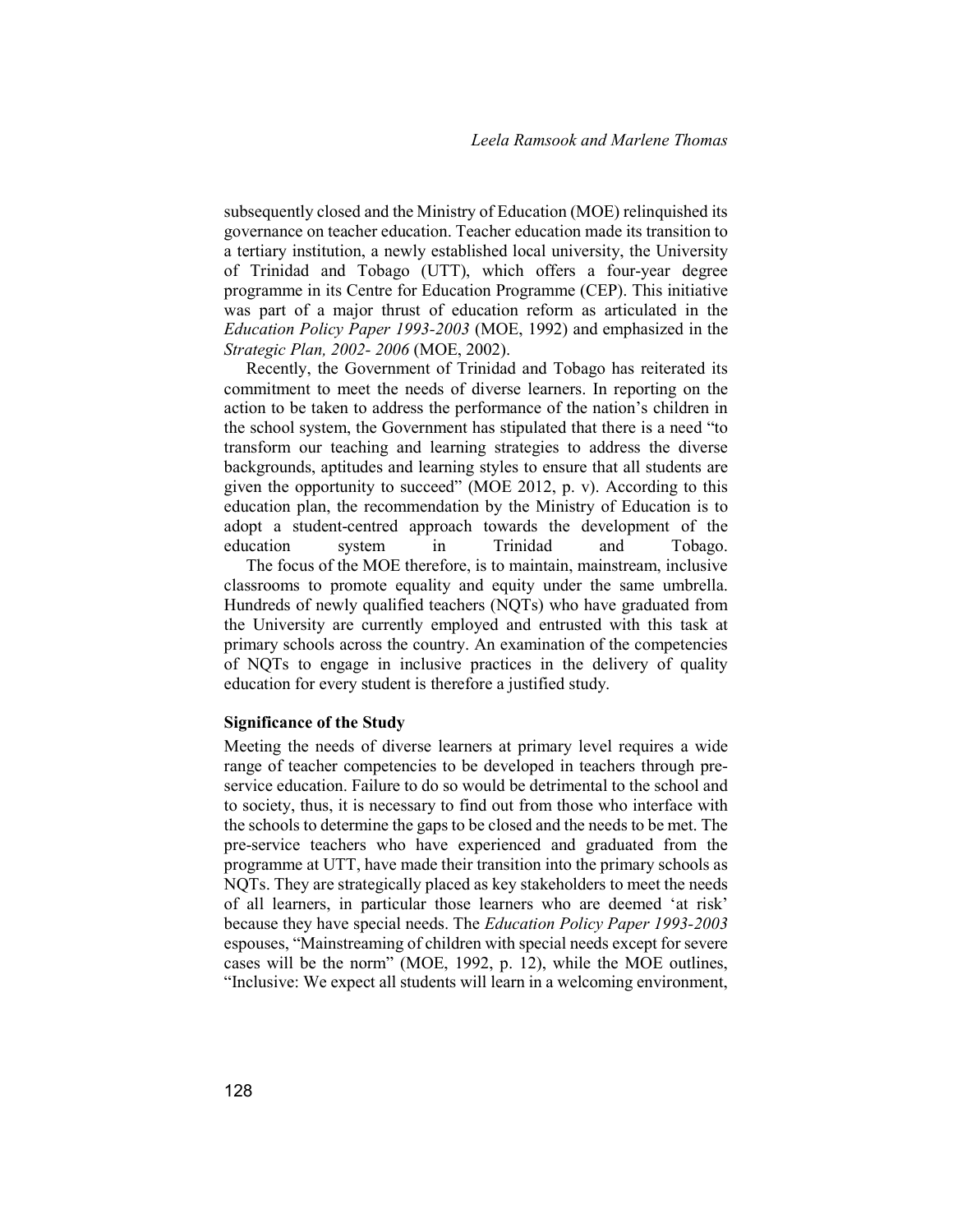subsequently closed and the Ministry of Education (MOE) relinquished its governance on teacher education. Teacher education made its transition to a tertiary institution, a newly established local university, the University of Trinidad and Tobago (UTT), which offers a four-year degree programme in its Centre for Education Programme (CEP). This initiative was part of a major thrust of education reform as articulated in the *Education Policy Paper 1993-2003* (MOE, 1992) and emphasized in the *Strategic Plan, 2002- 2006* (MOE, 2002).

Recently, the Government of Trinidad and Tobago has reiterated its commitment to meet the needs of diverse learners. In reporting on the action to be taken to address the performance of the nation's children in the school system, the Government has stipulated that there is a need "to transform our teaching and learning strategies to address the diverse backgrounds, aptitudes and learning styles to ensure that all students are given the opportunity to succeed" (MOE 2012, p. v). According to this education plan, the recommendation by the Ministry of Education is to adopt a student-centred approach towards the development of the education system in Trinidad and Tobago.

The focus of the MOE therefore, is to maintain, mainstream, inclusive classrooms to promote equality and equity under the same umbrella. Hundreds of newly qualified teachers (NQTs) who have graduated from the University are currently employed and entrusted with this task at primary schools across the country. An examination of the competencies of NQTs to engage in inclusive practices in the delivery of quality education for every student is therefore a justified study.

### Significance of the Study

Meeting the needs of diverse learners at primary level requires a wide range of teacher competencies to be developed in teachers through pre-service education. Failure to do so would be detrimental to the school and to society, thus, it is necessary to find out from those who interface with the schools to determine the gaps to be closed and the needs to be met. The pre-service teachers who have experienced and graduated from the programme at UTT, have made their transition into the primary schools as NQTs. They are strategically placed as key stakeholders to meet the needs of all learners, in particular those learners who are deemed 'at risk' because they have special needs. The *Education Policy Paper 1993-2003* espouses, "Mainstreaming of children with special needs except for severe cases will be the norm" (MOE, 1992, p. 12), while the MOE outlines, "Inclusive: We expect all students will learn in a welcoming environment,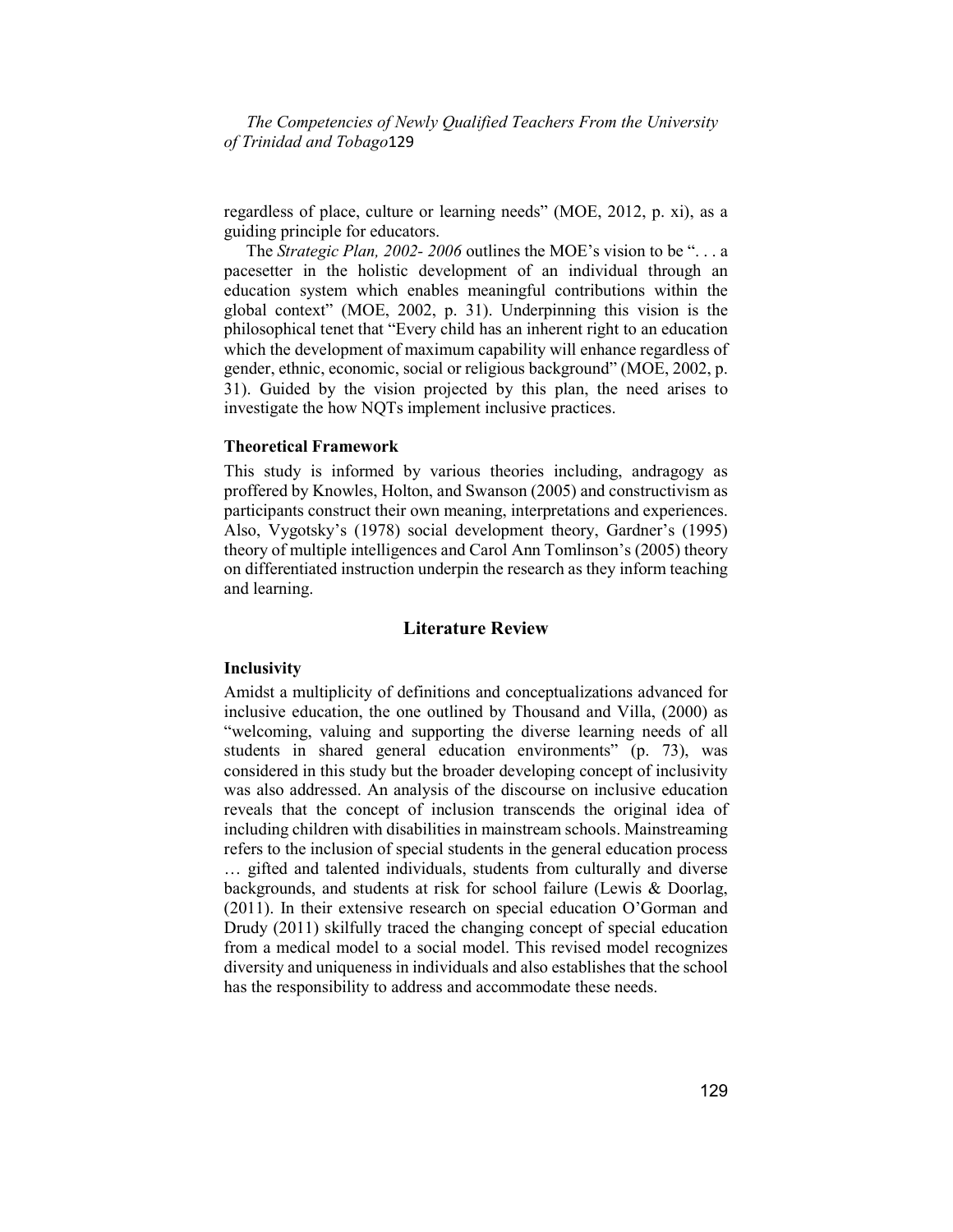regardless of place, culture or learning needs" (MOE, 2012, p. xi), as a guiding principle for educators.

The *Strategic Plan, 2002- 2006* outlines the MOE's vision to be ". . . a pacesetter in the holistic development of an individual through an education system which enables meaningful contributions within the global context" (MOE, 2002, p. 31). Underpinning this vision is the philosophical tenet that "Every child has an inherent right to an education which the development of maximum capability will enhance regardless of gender, ethnic, economic, social or religious background" (MOE, 2002, p. 31). Guided by the vision projected by this plan, the need arises to investigate the how NQTs implement inclusive practices.

### Theoretical Framework

This study is informed by various theories including, andragogy as proffered by Knowles, Holton, and Swanson (2005) and constructivism as participants construct their own meaning, interpretations and experiences. Also, Vygotsky's (1978) social development theory, Gardner's (1995) theory of multiple intelligences and Carol Ann Tomlinson's (2005) theory on differentiated instruction underpin the research as they inform teaching and learning.

## Literature Review

### Inclusivity

Amidst a multiplicity of definitions and conceptualizations advanced for inclusive education, the one outlined by Thousand and Villa, (2000) as "welcoming, valuing and supporting the diverse learning needs of all students in shared general education environments" (p. 73), was considered in this study but the broader developing concept of inclusivity was also addressed. An analysis of the discourse on inclusive education reveals that the concept of inclusion transcends the original idea of including children with disabilities in mainstream schools. Mainstreaming refers to the inclusion of special students in the general education process … gifted and talented individuals, students from culturally and diverse backgrounds, and students at risk for school failure (Lewis & Doorlag, (2011). In their extensive research on special education O'Gorman and Drudy (2011) skilfully traced the changing concept of special education from a medical model to a social model. This revised model recognizes diversity and uniqueness in individuals and also establishes that the school has the responsibility to address and accommodate these needs.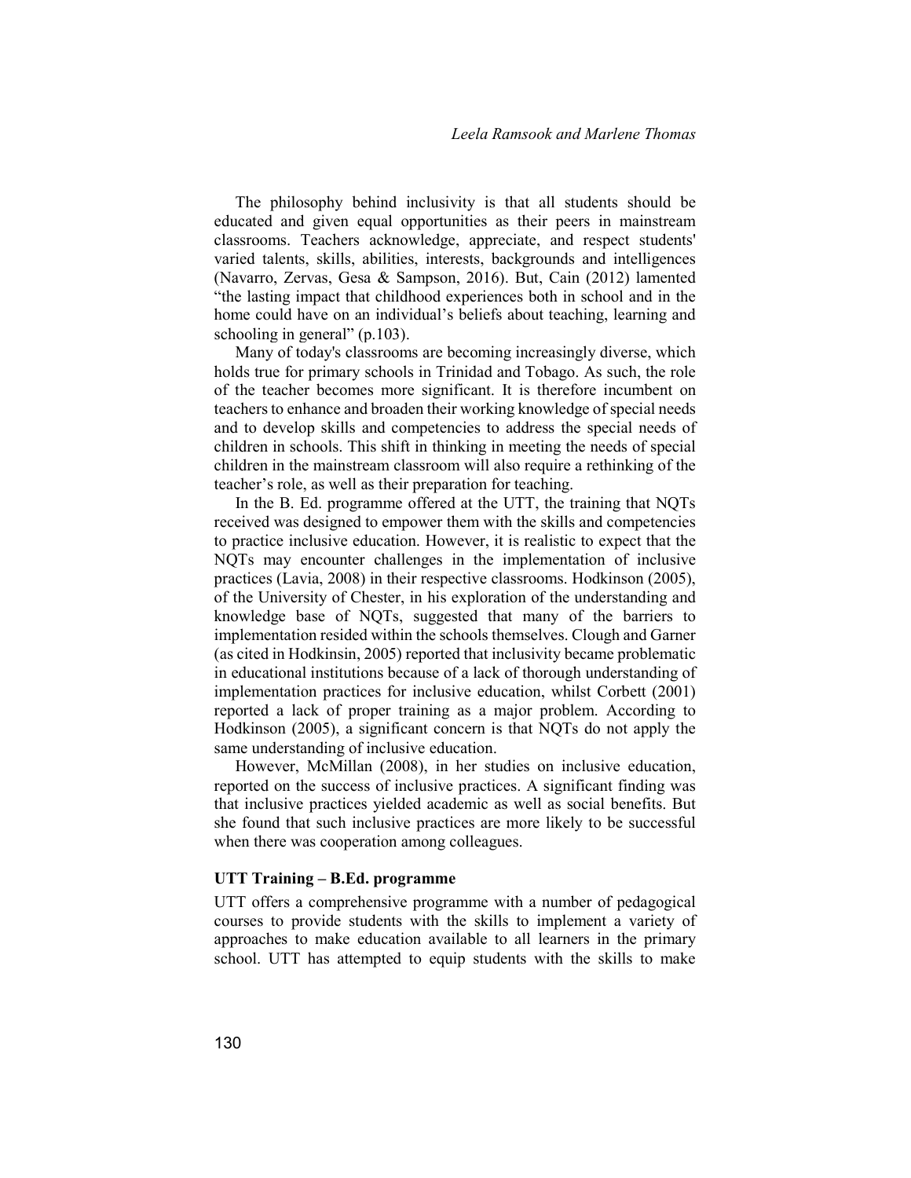The philosophy behind inclusivity is that all students should be educated and given equal opportunities as their peers in mainstream classrooms. Teachers acknowledge, appreciate, and respect students' varied talents, skills, abilities, interests, backgrounds and intelligences (Navarro, Zervas, Gesa & Sampson, 2016). But, Cain (2012) lamented "the lasting impact that childhood experiences both in school and in the home could have on an individual's beliefs about teaching, learning and schooling in general" (p.103).

Many of today's classrooms are becoming increasingly diverse, which holds true for primary schools in Trinidad and Tobago. As such, the role of the teacher becomes more significant. It is therefore incumbent on teachers to enhance and broaden their working knowledge of special needs and to develop skills and competencies to address the special needs of children in schools. This shift in thinking in meeting the needs of special children in the mainstream classroom will also require a rethinking of the teacher's role, as well as their preparation for teaching.

In the B. Ed. programme offered at the UTT, the training that NQTs received was designed to empower them with the skills and competencies to practice inclusive education. However, it is realistic to expect that the NQTs may encounter challenges in the implementation of inclusive practices (Lavia, 2008) in their respective classrooms. Hodkinson (2005), of the University of Chester, in his exploration of the understanding and knowledge base of NQTs, suggested that many of the barriers to implementation resided within the schools themselves. Clough and Garner (as cited in Hodkinsin, 2005) reported that inclusivity became problematic in educational institutions because of a lack of thorough understanding of implementation practices for inclusive education, whilst Corbett (2001) reported a lack of proper training as a major problem. According to Hodkinson (2005), a significant concern is that NQTs do not apply the same understanding of inclusive education.

However, McMillan (2008), in her studies on inclusive education, reported on the success of inclusive practices. A significant finding was that inclusive practices yielded academic as well as social benefits. But she found that such inclusive practices are more likely to be successful when there was cooperation among colleagues.

### UTT Training – B.Ed. programme

UTT offers a comprehensive programme with a number of pedagogical courses to provide students with the skills to implement a variety of approaches to make education available to all learners in the primary school. UTT has attempted to equip students with the skills to make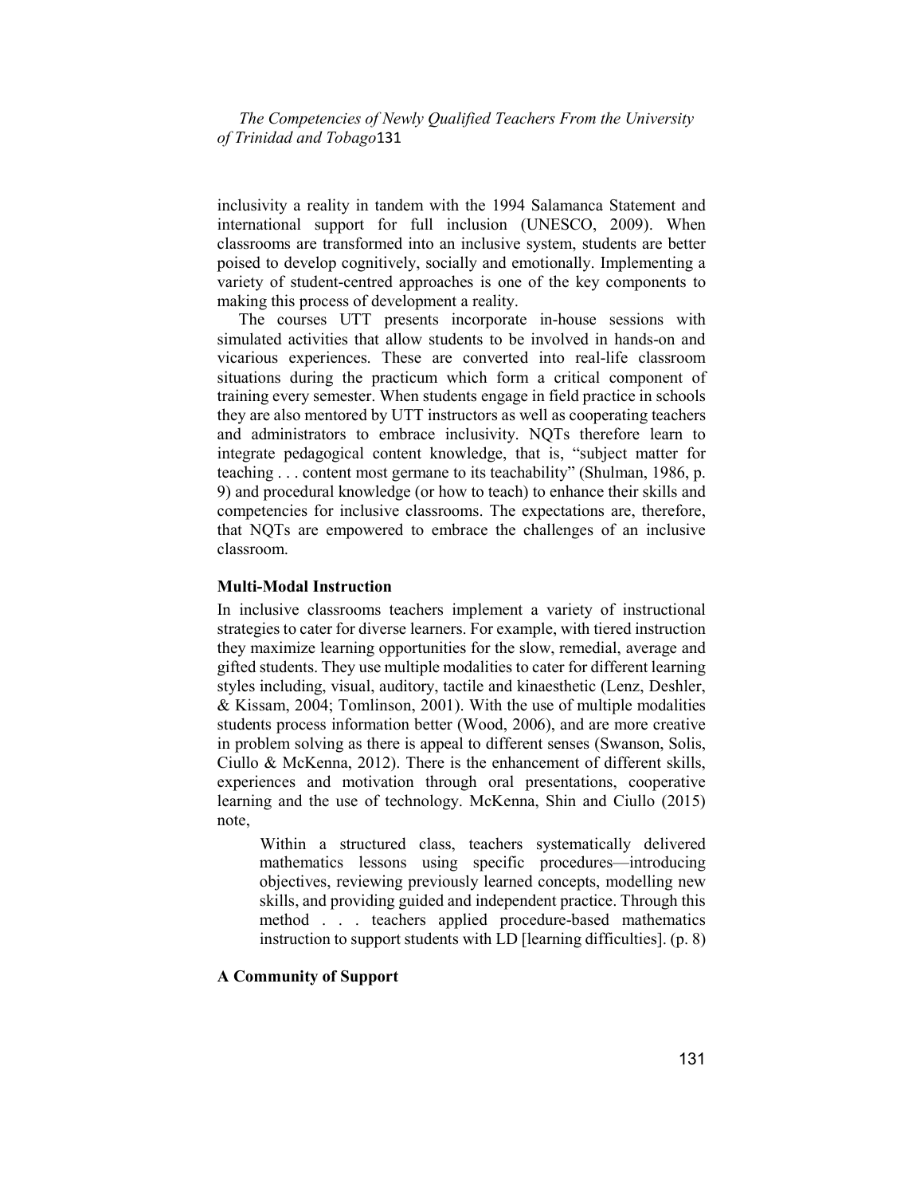inclusivity a reality in tandem with the 1994 Salamanca Statement and international support for full inclusion (UNESCO, 2009). When classrooms are transformed into an inclusive system, students are better poised to develop cognitively, socially and emotionally. Implementing a variety of student-centred approaches is one of the key components to making this process of development a reality.

The courses UTT presents incorporate in-house sessions with simulated activities that allow students to be involved in hands-on and vicarious experiences. These are converted into real-life classroom situations during the practicum which form a critical component of training every semester. When students engage in field practice in schools they are also mentored by UTT instructors as well as cooperating teachers and administrators to embrace inclusivity. NQTs therefore learn to integrate pedagogical content knowledge, that is, "subject matter for teaching . . . content most germane to its teachability" (Shulman, 1986, p. 9) and procedural knowledge (or how to teach) to enhance their skills and competencies for inclusive classrooms. The expectations are, therefore, that NQTs are empowered to embrace the challenges of an inclusive classroom.

**Multi-Modal Instruction**

In inclusive classrooms teachers implement a variety of instructional strategies to cater for diverse learners. For example, with tiered instruction they maximize learning opportunities for the slow, remedial, average and gifted students. They use multiple modalities to cater for different learning styles including, visual, auditory, tactile and kinaesthetic (Lenz, Deshler, & Kissam, 2004; Tomlinson, 2001). With the use of multiple modalities students process information better (Wood, 2006), and are more creative in problem solving as there is appeal to different senses (Swanson, Solis, Ciullo & McKenna, 2012). There is the enhancement of different skills, experiences and motivation through oral presentations, cooperative learning and the use of technology. McKenna, Shin and Ciullo (2015) note,

> Within a structured class, teachers systematically delivered mathematics lessons using specific procedures—introducing objectives, reviewing previously learned concepts, modelling new skills, and providing guided and independent practice. Through this method . . . teachers applied procedure-based mathematics instruction to support students with LD [learning difficulties]. (p. 8)

**A Community of Support**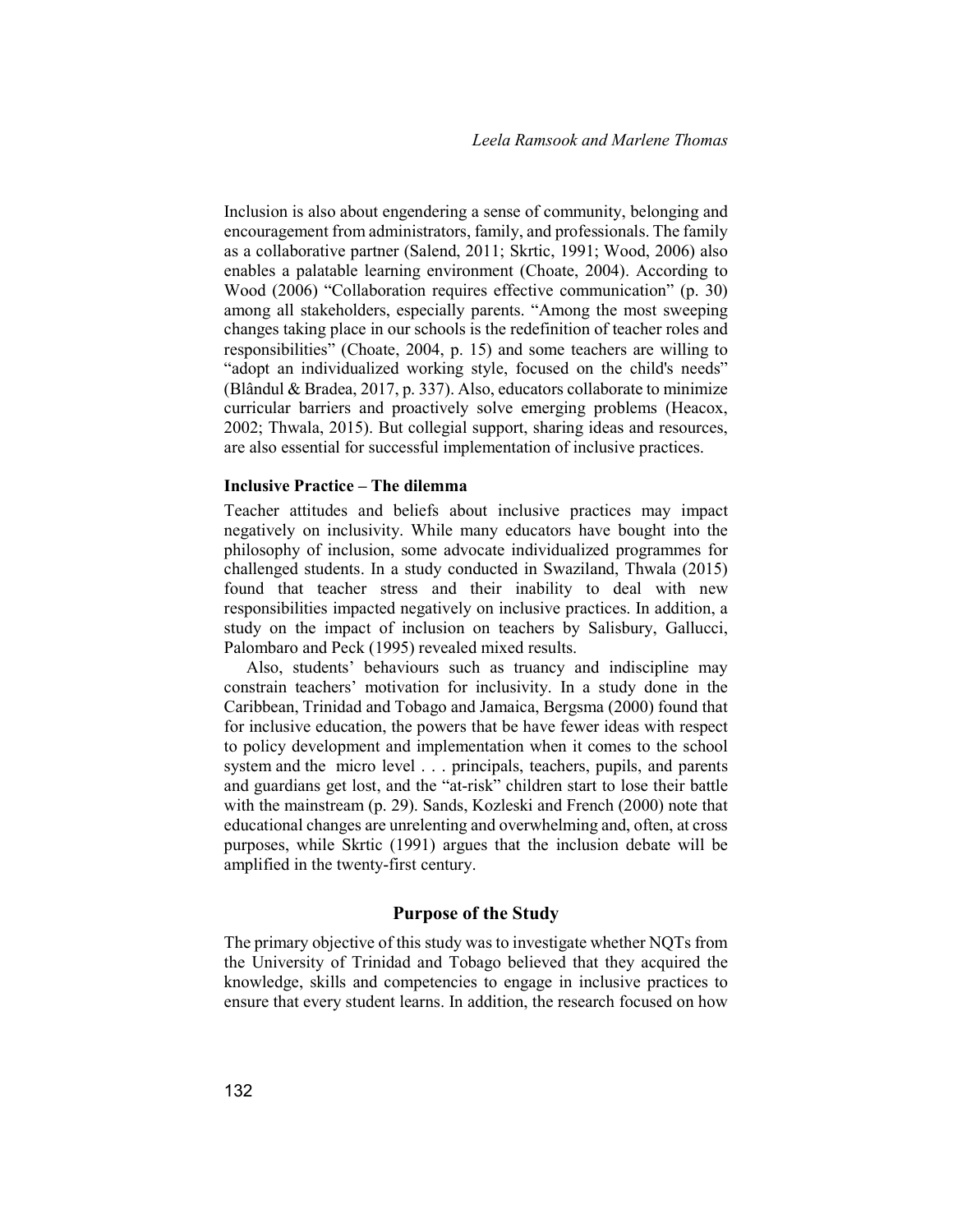Inclusion is also about engendering a sense of community, belonging and encouragement from administrators, family, and professionals. The family as a collaborative partner (Salend, 2011; Skrtic, 1991; Wood, 2006) also enables a palatable learning environment (Choate, 2004). According to Wood (2006) "Collaboration requires effective communication" (p. 30) among all stakeholders, especially parents. "Among the most sweeping changes taking place in our schools is the redefinition of teacher roles and responsibilities" (Choate, 2004, p. 15) and some teachers are willing to "adopt an individualized working style, focused on the child's needs" (Blândul & Bradea, 2017, p. 337). Also, educators collaborate to minimize curricular barriers and proactively solve emerging problems (Heacox, 2002; Thwala, 2015). But collegial support, sharing ideas and resources, are also essential for successful implementation of inclusive practices.

### Inclusive Practice – The dilemma

Teacher attitudes and beliefs about inclusive practices may impact negatively on inclusivity. While many educators have bought into the philosophy of inclusion, some advocate individualized programmes for challenged students. In a study conducted in Swaziland, Thwala (2015) found that teacher stress and their inability to deal with new responsibilities impacted negatively on inclusive practices. In addition, a study on the impact of inclusion on teachers by Salisbury, Gallucci, Palombaro and Peck (1995) revealed mixed results.

Also, students' behaviours such as truancy and indiscipline may constrain teachers' motivation for inclusivity. In a study done in the Caribbean, Trinidad and Tobago and Jamaica, Bergsma (2000) found that for inclusive education, the powers that be have fewer ideas with respect to policy development and implementation when it comes to the school system and the micro level . . . principals, teachers, pupils, and parents and guardians get lost, and the "at-risk" children start to lose their battle with the mainstream (p. 29). Sands, Kozleski and French (2000) note that educational changes are unrelenting and overwhelming and, often, at cross purposes, while Skrtic (1991) argues that the inclusion debate will be amplified in the twenty-first century.

## Purpose of the Study

The primary objective of this study was to investigate whether NQTs from the University of Trinidad and Tobago believed that they acquired the knowledge, skills and competencies to engage in inclusive practices to ensure that every student learns. In addition, the research focused on how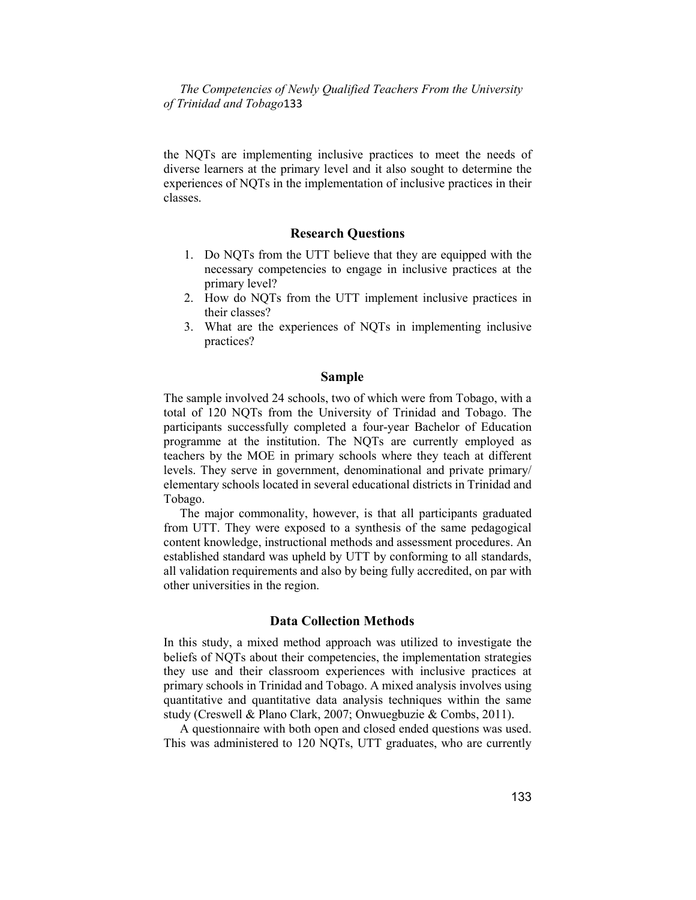the NQTs are implementing inclusive practices to meet the needs of diverse learners at the primary level and it also sought to determine the experiences of NQTs in the implementation of inclusive practices in their classes.

## Research Questions

1. Do NQTs from the UTT believe that they are equipped with the necessary competencies to engage in inclusive practices at the primary level?
2. How do NQTs from the UTT implement inclusive practices in their classes?
3. What are the experiences of NQTs in implementing inclusive practices?

## Sample

The sample involved 24 schools, two of which were from Tobago, with a total of 120 NQTs from the University of Trinidad and Tobago. The participants successfully completed a four-year Bachelor of Education programme at the institution. The NQTs are currently employed as teachers by the MOE in primary schools where they teach at different levels. They serve in government, denominational and private primary/ elementary schools located in several educational districts in Trinidad and Tobago.

The major commonality, however, is that all participants graduated from UTT. They were exposed to a synthesis of the same pedagogical content knowledge, instructional methods and assessment procedures. An established standard was upheld by UTT by conforming to all standards, all validation requirements and also by being fully accredited, on par with other universities in the region.

## Data Collection Methods

In this study, a mixed method approach was utilized to investigate the beliefs of NQTs about their competencies, the implementation strategies they use and their classroom experiences with inclusive practices at primary schools in Trinidad and Tobago. A mixed analysis involves using quantitative and quantitative data analysis techniques within the same study (Creswell & Plano Clark, 2007; Onwuegbuzie & Combs, 2011).

A questionnaire with both open and closed ended questions was used. This was administered to 120 NQTs, UTT graduates, who are currently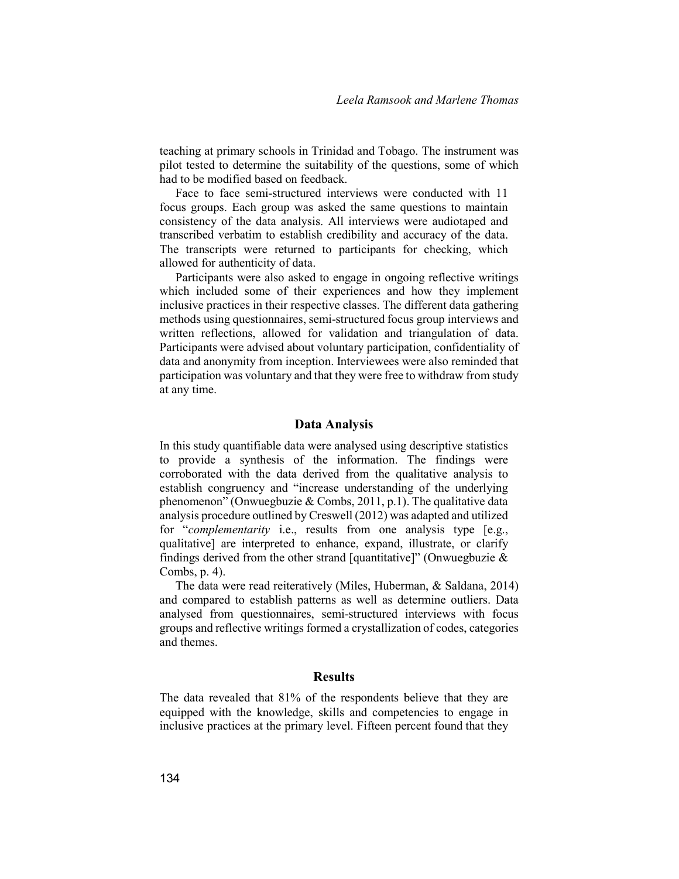teaching at primary schools in Trinidad and Tobago. The instrument was pilot tested to determine the suitability of the questions, some of which had to be modified based on feedback.

Face to face semi-structured interviews were conducted with 11 focus groups. Each group was asked the same questions to maintain consistency of the data analysis. All interviews were audiotaped and transcribed verbatim to establish credibility and accuracy of the data. The transcripts were returned to participants for checking, which allowed for authenticity of data.

Participants were also asked to engage in ongoing reflective writings which included some of their experiences and how they implement inclusive practices in their respective classes. The different data gathering methods using questionnaires, semi-structured focus group interviews and written reflections, allowed for validation and triangulation of data. Participants were advised about voluntary participation, confidentiality of data and anonymity from inception. Interviewees were also reminded that participation was voluntary and that they were free to withdraw from study at any time.

## Data Analysis

In this study quantifiable data were analysed using descriptive statistics to provide a synthesis of the information. The findings were corroborated with the data derived from the qualitative analysis to establish congruency and "increase understanding of the underlying phenomenon" (Onwuegbuzie & Combs, 2011, p.1). The qualitative data analysis procedure outlined by Creswell (2012) was adapted and utilized for "*complementarity* i.e., results from one analysis type [e.g., qualitative] are interpreted to enhance, expand, illustrate, or clarify findings derived from the other strand [quantitative]" (Onwuegbuzie & Combs, p. 4).

The data were read reiteratively (Miles, Huberman, & Saldana, 2014) and compared to establish patterns as well as determine outliers. Data analysed from questionnaires, semi-structured interviews with focus groups and reflective writings formed a crystallization of codes, categories and themes.

## Results

The data revealed that 81% of the respondents believe that they are equipped with the knowledge, skills and competencies to engage in inclusive practices at the primary level. Fifteen percent found that they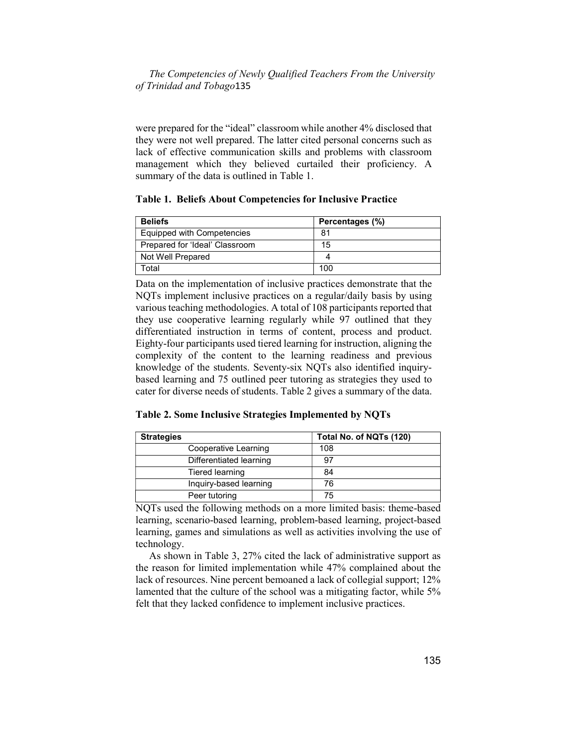were prepared for the "ideal" classroom while another 4% disclosed that they were not well prepared. The latter cited personal concerns such as lack of effective communication skills and problems with classroom management which they believed curtailed their proficiency. A summary of the data is outlined in Table 1.

**Table 1. Beliefs About Competencies for Inclusive Practice**

| Beliefs | Percentages (%) |
|---|---|
| Equipped with Competencies | 81 |
| Prepared for 'Ideal' Classroom | 15 |
| Not Well Prepared | 4 |
| Total | 100 |

Data on the implementation of inclusive practices demonstrate that the NQTs implement inclusive practices on a regular/daily basis by using various teaching methodologies. A total of 108 participants reported that they use cooperative learning regularly while 97 outlined that they differentiated instruction in terms of content, process and product. Eighty-four participants used tiered learning for instruction, aligning the complexity of the content to the learning readiness and previous knowledge of the students. Seventy-six NQTs also identified inquiry-based learning and 75 outlined peer tutoring as strategies they used to cater for diverse needs of students. Table 2 gives a summary of the data.

**Table 2. Some Inclusive Strategies Implemented by NQTs**

| Strategies | Total No. of NQTs (120) |
|---|---|
| Cooperative Learning | 108 |
| Differentiated learning | 97 |
| Tiered learning | 84 |
| Inquiry-based learning | 76 |
| Peer tutoring | 75 |

NQTs used the following methods on a more limited basis: theme-based learning, scenario-based learning, problem-based learning, project-based learning, games and simulations as well as activities involving the use of technology.

As shown in Table 3, 27% cited the lack of administrative support as the reason for limited implementation while 47% complained about the lack of resources. Nine percent bemoaned a lack of collegial support; 12% lamented that the culture of the school was a mitigating factor, while 5% felt that they lacked confidence to implement inclusive practices.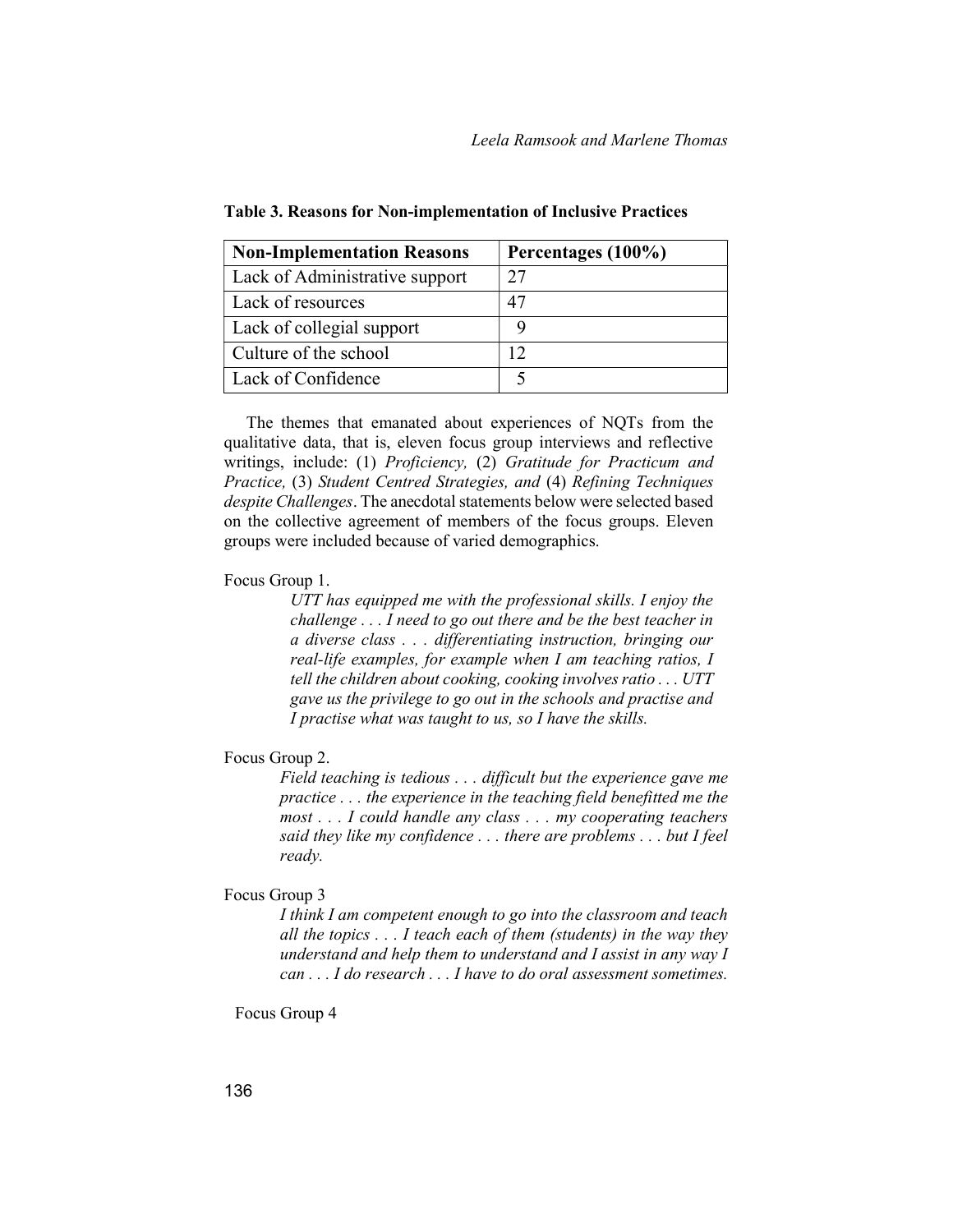**Table 3. Reasons for Non-implementation of Inclusive Practices**

| Non-Implementation Reasons | Percentages (100%) |
| --- | --- |
| Lack of Administrative support | 27 |
| Lack of resources | 47 |
| Lack of collegial support | 9 |
| Culture of the school | 12 |
| Lack of Confidence | 5 |

The themes that emanated about experiences of NQTs from the qualitative data, that is, eleven focus group interviews and reflective writings, include: (1) *Proficiency,* (2) *Gratitude for Practicum and Practice,* (3) *Student Centred Strategies, and* (4) *Refining Techniques despite Challenges*. The anecdotal statements below were selected based on the collective agreement of members of the focus groups. Eleven groups were included because of varied demographics.

Focus Group 1.

> *UTT has equipped me with the professional skills. I enjoy the challenge . . . I need to go out there and be the best teacher in a diverse class . . . differentiating instruction, bringing our real-life examples, for example when I am teaching ratios, I tell the children about cooking, cooking involves ratio . . . UTT gave us the privilege to go out in the schools and practise and I practise what was taught to us, so I have the skills.*

Focus Group 2.

> *Field teaching is tedious . . . difficult but the experience gave me practice . . . the experience in the teaching field benefitted me the most . . . I could handle any class . . . my cooperating teachers said they like my confidence . . . there are problems . . . but I feel ready.*

Focus Group 3

> *I think I am competent enough to go into the classroom and teach all the topics . . . I teach each of them (students) in the way they understand and help them to understand and I assist in any way I can . . . I do research . . . I have to do oral assessment sometimes.*

Focus Group 4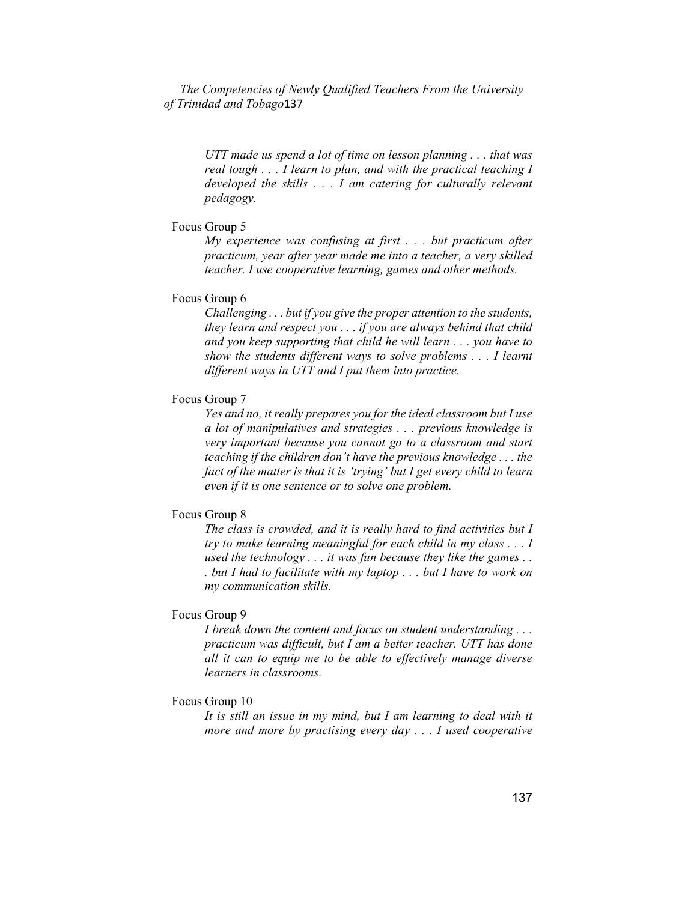> *UTT made us spend a lot of time on lesson planning . . . that was real tough . . . I learn to plan, and with the practical teaching I developed the skills . . . I am catering for culturally relevant pedagogy.*

Focus Group 5

> *My experience was confusing at first . . . but practicum after practicum, year after year made me into a teacher, a very skilled teacher. I use cooperative learning, games and other methods.*

Focus Group 6

> *Challenging . . . but if you give the proper attention to the students, they learn and respect you . . . if you are always behind that child and you keep supporting that child he will learn . . . you have to show the students different ways to solve problems . . . I learnt different ways in UTT and I put them into practice.*

Focus Group 7

> *Yes and no, it really prepares you for the ideal classroom but I use a lot of manipulatives and strategies . . . previous knowledge is very important because you cannot go to a classroom and start teaching if the children don't have the previous knowledge . . . the fact of the matter is that it is 'trying' but I get every child to learn even if it is one sentence or to solve one problem.*

Focus Group 8

> *The class is crowded, and it is really hard to find activities but I try to make learning meaningful for each child in my class . . . I used the technology . . . it was fun because they like the games . . . but I had to facilitate with my laptop . . . but I have to work on my communication skills.*

Focus Group 9

> *I break down the content and focus on student understanding . . . practicum was difficult, but I am a better teacher. UTT has done all it can to equip me to be able to effectively manage diverse learners in classrooms.*

Focus Group 10

> *It is still an issue in my mind, but I am learning to deal with it more and more by practising every day . . . I used cooperative*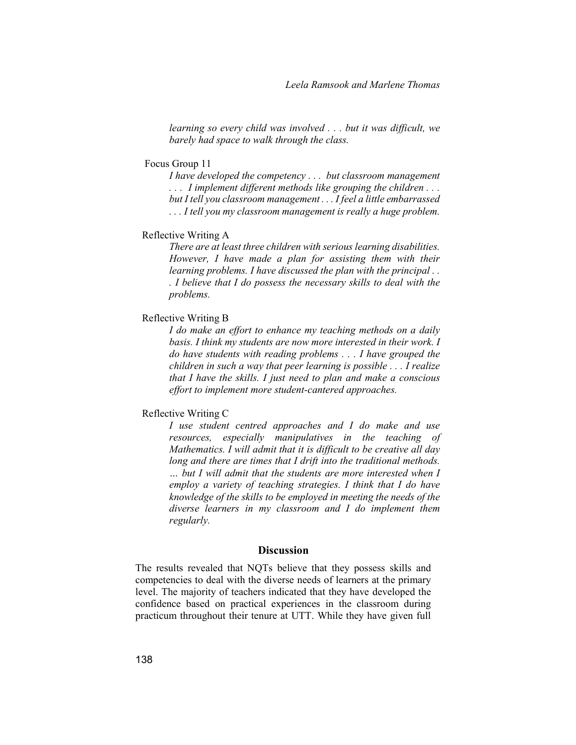*learning so every child was involved . . . but it was difficult, we barely had space to walk through the class.*

Focus Group 11

*I have developed the competency . . . but classroom management . . . I implement different methods like grouping the children . . . but I tell you classroom management . . . I feel a little embarrassed . . . I tell you my classroom management is really a huge problem.*

Reflective Writing A

*There are at least three children with serious learning disabilities. However, I have made a plan for assisting them with their learning problems. I have discussed the plan with the principal . . . I believe that I do possess the necessary skills to deal with the problems.*

Reflective Writing B

*I do make an effort to enhance my teaching methods on a daily basis. I think my students are now more interested in their work. I do have students with reading problems . . . I have grouped the children in such a way that peer learning is possible . . . I realize that I have the skills. I just need to plan and make a conscious effort to implement more student-cantered approaches.*

Reflective Writing C

*I use student centred approaches and I do make and use resources, especially manipulatives in the teaching of Mathematics. I will admit that it is difficult to be creative all day long and there are times that I drift into the traditional methods. … but I will admit that the students are more interested when I employ a variety of teaching strategies. I think that I do have knowledge of the skills to be employed in meeting the needs of the diverse learners in my classroom and I do implement them regularly.*

## Discussion

The results revealed that NQTs believe that they possess skills and competencies to deal with the diverse needs of learners at the primary level. The majority of teachers indicated that they have developed the confidence based on practical experiences in the classroom during practicum throughout their tenure at UTT. While they have given full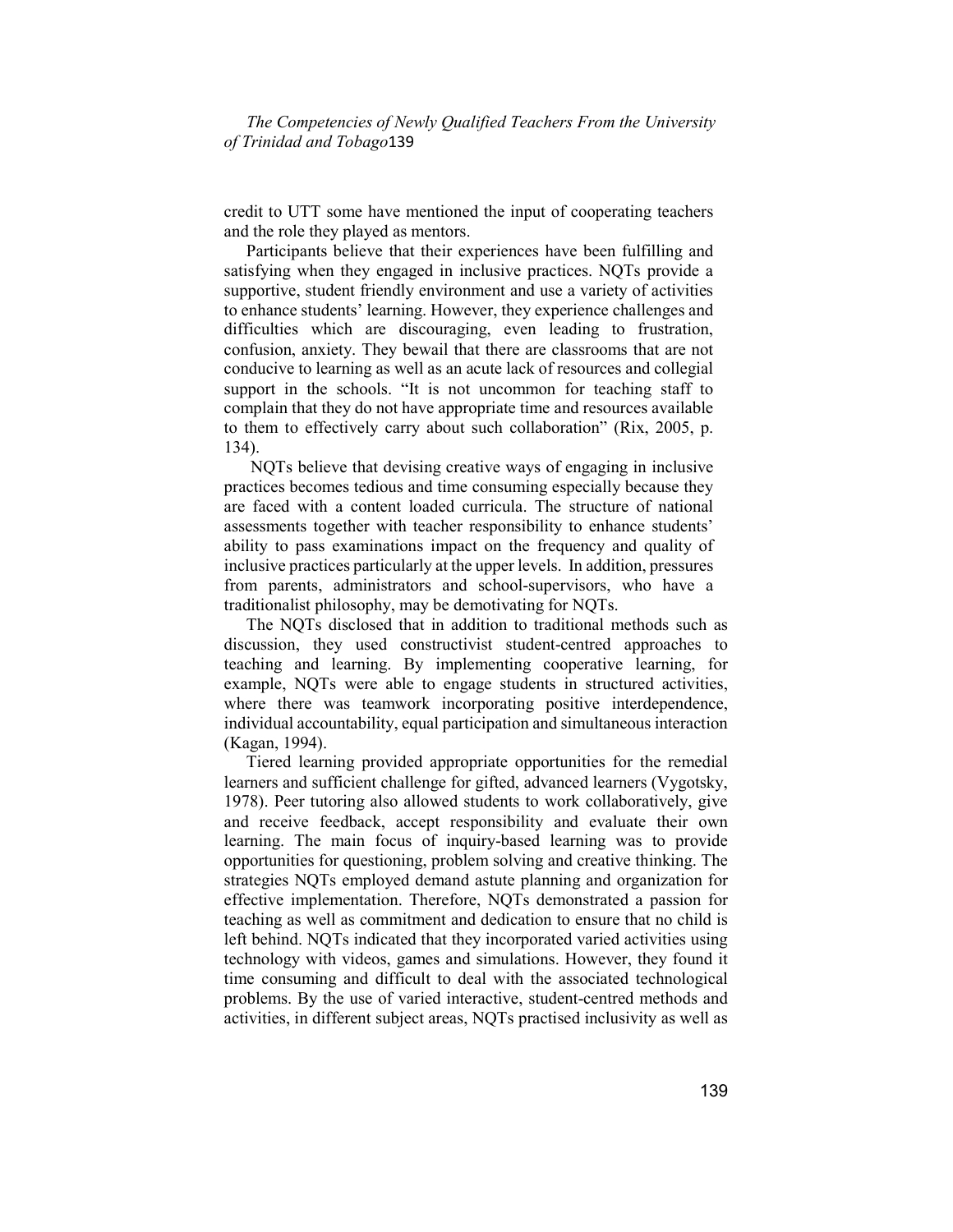credit to UTT some have mentioned the input of cooperating teachers and the role they played as mentors.

Participants believe that their experiences have been fulfilling and satisfying when they engaged in inclusive practices. NQTs provide a supportive, student friendly environment and use a variety of activities to enhance students' learning. However, they experience challenges and difficulties which are discouraging, even leading to frustration, confusion, anxiety. They bewail that there are classrooms that are not conducive to learning as well as an acute lack of resources and collegial support in the schools. "It is not uncommon for teaching staff to complain that they do not have appropriate time and resources available to them to effectively carry about such collaboration" (Rix, 2005, p. 134).

NQTs believe that devising creative ways of engaging in inclusive practices becomes tedious and time consuming especially because they are faced with a content loaded curricula. The structure of national assessments together with teacher responsibility to enhance students' ability to pass examinations impact on the frequency and quality of inclusive practices particularly at the upper levels. In addition, pressures from parents, administrators and school-supervisors, who have a traditionalist philosophy, may be demotivating for NQTs.

The NQTs disclosed that in addition to traditional methods such as discussion, they used constructivist student-centred approaches to teaching and learning. By implementing cooperative learning, for example, NQTs were able to engage students in structured activities, where there was teamwork incorporating positive interdependence, individual accountability, equal participation and simultaneous interaction (Kagan, 1994).

Tiered learning provided appropriate opportunities for the remedial learners and sufficient challenge for gifted, advanced learners (Vygotsky, 1978). Peer tutoring also allowed students to work collaboratively, give and receive feedback, accept responsibility and evaluate their own learning. The main focus of inquiry-based learning was to provide opportunities for questioning, problem solving and creative thinking. The strategies NQTs employed demand astute planning and organization for effective implementation. Therefore, NQTs demonstrated a passion for teaching as well as commitment and dedication to ensure that no child is left behind. NQTs indicated that they incorporated varied activities using technology with videos, games and simulations. However, they found it time consuming and difficult to deal with the associated technological problems. By the use of varied interactive, student-centred methods and activities, in different subject areas, NQTs practised inclusivity as well as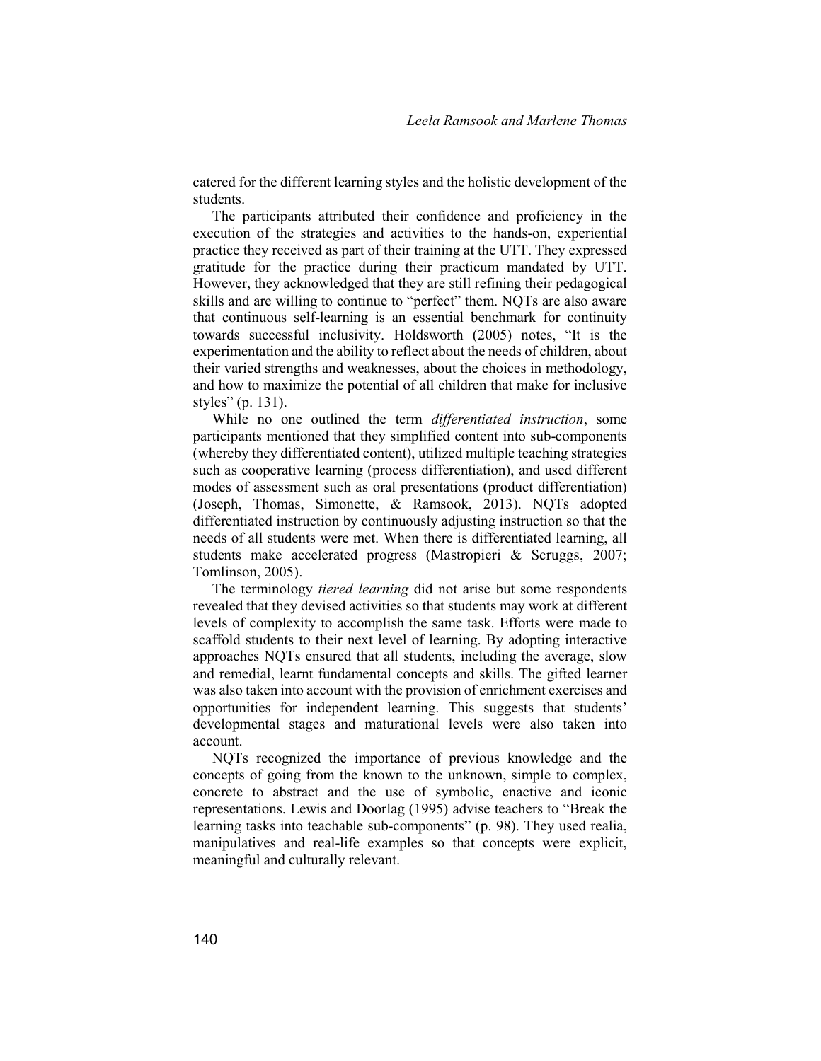catered for the different learning styles and the holistic development of the students.

The participants attributed their confidence and proficiency in the execution of the strategies and activities to the hands-on, experiential practice they received as part of their training at the UTT. They expressed gratitude for the practice during their practicum mandated by UTT. However, they acknowledged that they are still refining their pedagogical skills and are willing to continue to "perfect" them. NQTs are also aware that continuous self-learning is an essential benchmark for continuity towards successful inclusivity. Holdsworth (2005) notes, "It is the experimentation and the ability to reflect about the needs of children, about their varied strengths and weaknesses, about the choices in methodology, and how to maximize the potential of all children that make for inclusive styles" (p. 131).

While no one outlined the term *differentiated instruction*, some participants mentioned that they simplified content into sub-components (whereby they differentiated content), utilized multiple teaching strategies such as cooperative learning (process differentiation), and used different modes of assessment such as oral presentations (product differentiation) (Joseph, Thomas, Simonette, & Ramsook, 2013). NQTs adopted differentiated instruction by continuously adjusting instruction so that the needs of all students were met. When there is differentiated learning, all students make accelerated progress (Mastropieri & Scruggs, 2007; Tomlinson, 2005).

The terminology *tiered learning* did not arise but some respondents revealed that they devised activities so that students may work at different levels of complexity to accomplish the same task. Efforts were made to scaffold students to their next level of learning. By adopting interactive approaches NQTs ensured that all students, including the average, slow and remedial, learnt fundamental concepts and skills. The gifted learner was also taken into account with the provision of enrichment exercises and opportunities for independent learning. This suggests that students' developmental stages and maturational levels were also taken into account.

NQTs recognized the importance of previous knowledge and the concepts of going from the known to the unknown, simple to complex, concrete to abstract and the use of symbolic, enactive and iconic representations. Lewis and Doorlag (1995) advise teachers to "Break the learning tasks into teachable sub-components" (p. 98). They used realia, manipulatives and real-life examples so that concepts were explicit, meaningful and culturally relevant.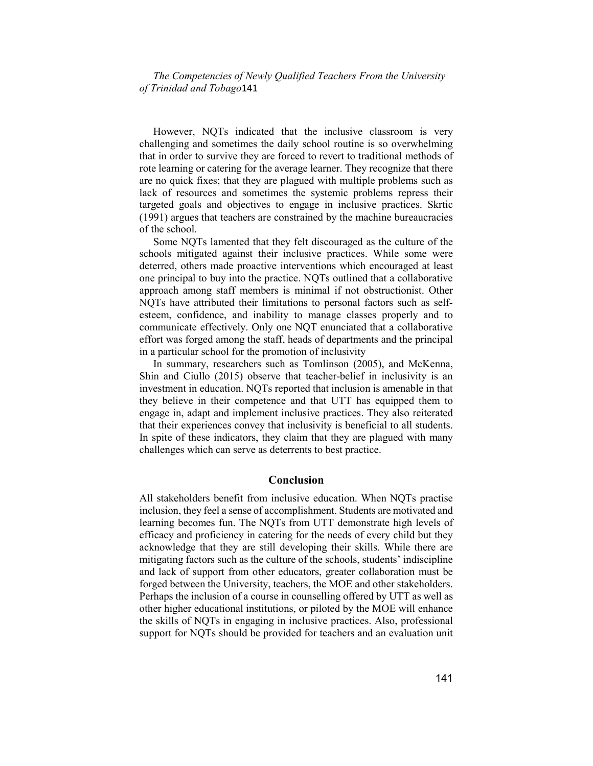However, NQTs indicated that the inclusive classroom is very challenging and sometimes the daily school routine is so overwhelming that in order to survive they are forced to revert to traditional methods of rote learning or catering for the average learner. They recognize that there are no quick fixes; that they are plagued with multiple problems such as lack of resources and sometimes the systemic problems repress their targeted goals and objectives to engage in inclusive practices. Skrtic (1991) argues that teachers are constrained by the machine bureaucracies of the school.

Some NQTs lamented that they felt discouraged as the culture of the schools mitigated against their inclusive practices. While some were deterred, others made proactive interventions which encouraged at least one principal to buy into the practice. NQTs outlined that a collaborative approach among staff members is minimal if not obstructionist. Other NQTs have attributed their limitations to personal factors such as self-esteem, confidence, and inability to manage classes properly and to communicate effectively. Only one NQT enunciated that a collaborative effort was forged among the staff, heads of departments and the principal in a particular school for the promotion of inclusivity

In summary, researchers such as Tomlinson (2005), and McKenna, Shin and Ciullo (2015) observe that teacher-belief in inclusivity is an investment in education. NQTs reported that inclusion is amenable in that they believe in their competence and that UTT has equipped them to engage in, adapt and implement inclusive practices. They also reiterated that their experiences convey that inclusivity is beneficial to all students. In spite of these indicators, they claim that they are plagued with many challenges which can serve as deterrents to best practice.

## Conclusion

All stakeholders benefit from inclusive education. When NQTs practise inclusion, they feel a sense of accomplishment. Students are motivated and learning becomes fun. The NQTs from UTT demonstrate high levels of efficacy and proficiency in catering for the needs of every child but they acknowledge that they are still developing their skills. While there are mitigating factors such as the culture of the schools, students' indiscipline and lack of support from other educators, greater collaboration must be forged between the University, teachers, the MOE and other stakeholders. Perhaps the inclusion of a course in counselling offered by UTT as well as other higher educational institutions, or piloted by the MOE will enhance the skills of NQTs in engaging in inclusive practices. Also, professional support for NQTs should be provided for teachers and an evaluation unit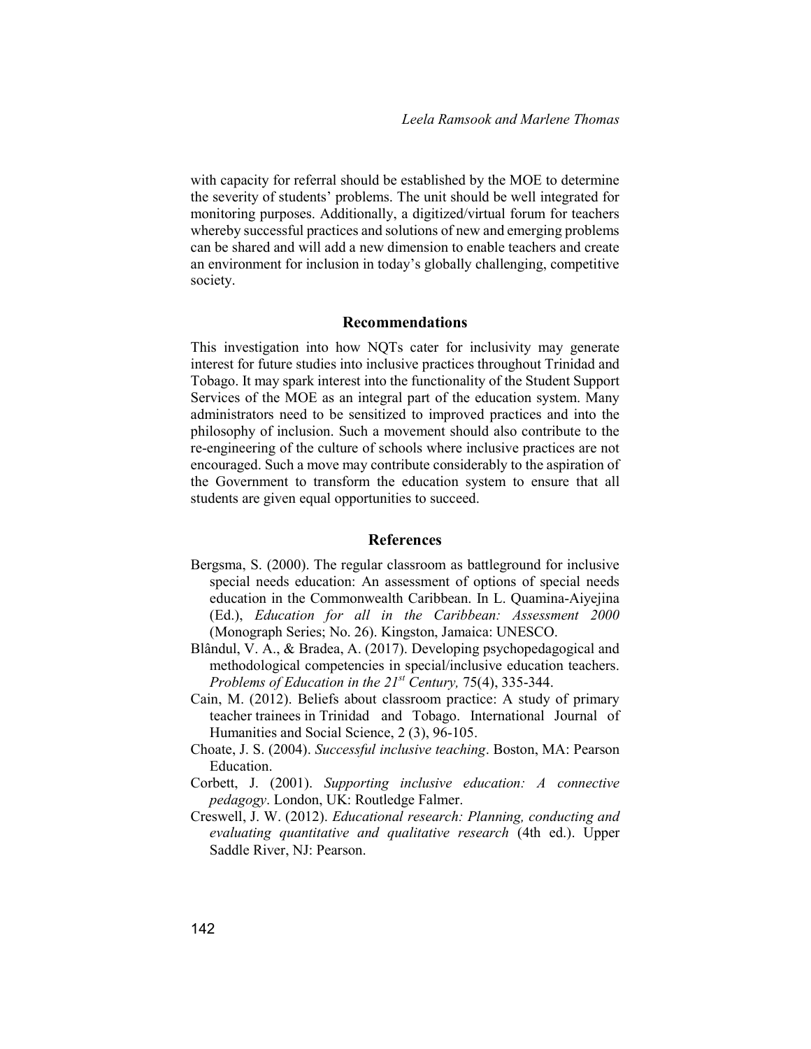with capacity for referral should be established by the MOE to determine the severity of students' problems. The unit should be well integrated for monitoring purposes. Additionally, a digitized/virtual forum for teachers whereby successful practices and solutions of new and emerging problems can be shared and will add a new dimension to enable teachers and create an environment for inclusion in today's globally challenging, competitive society.

## Recommendations

This investigation into how NQTs cater for inclusivity may generate interest for future studies into inclusive practices throughout Trinidad and Tobago. It may spark interest into the functionality of the Student Support Services of the MOE as an integral part of the education system. Many administrators need to be sensitized to improved practices and into the philosophy of inclusion. Such a movement should also contribute to the re-engineering of the culture of schools where inclusive practices are not encouraged. Such a move may contribute considerably to the aspiration of the Government to transform the education system to ensure that all students are given equal opportunities to succeed.

## References

Bergsma, S. (2000). The regular classroom as battleground for inclusive special needs education: An assessment of options of special needs education in the Commonwealth Caribbean. In L. Quamina-Aiyejina (Ed.), *Education for all in the Caribbean: Assessment 2000* (Monograph Series; No. 26). Kingston, Jamaica: UNESCO.

Blândul, V. A., & Bradea, A. (2017). Developing psychopedagogical and methodological competencies in special/inclusive education teachers. *Problems of Education in the 21st Century,* 75(4), 335-344.

Cain, M. (2012). Beliefs about classroom practice: A study of primary teacher trainees in Trinidad and Tobago. International Journal of Humanities and Social Science, 2 (3), 96-105.

Choate, J. S. (2004). *Successful inclusive teaching*. Boston, MA: Pearson Education.

Corbett, J. (2001). *Supporting inclusive education: A connective pedagogy*. London, UK: Routledge Falmer.

Creswell, J. W. (2012). *Educational research: Planning, conducting and evaluating quantitative and qualitative research* (4th ed.). Upper Saddle River, NJ: Pearson.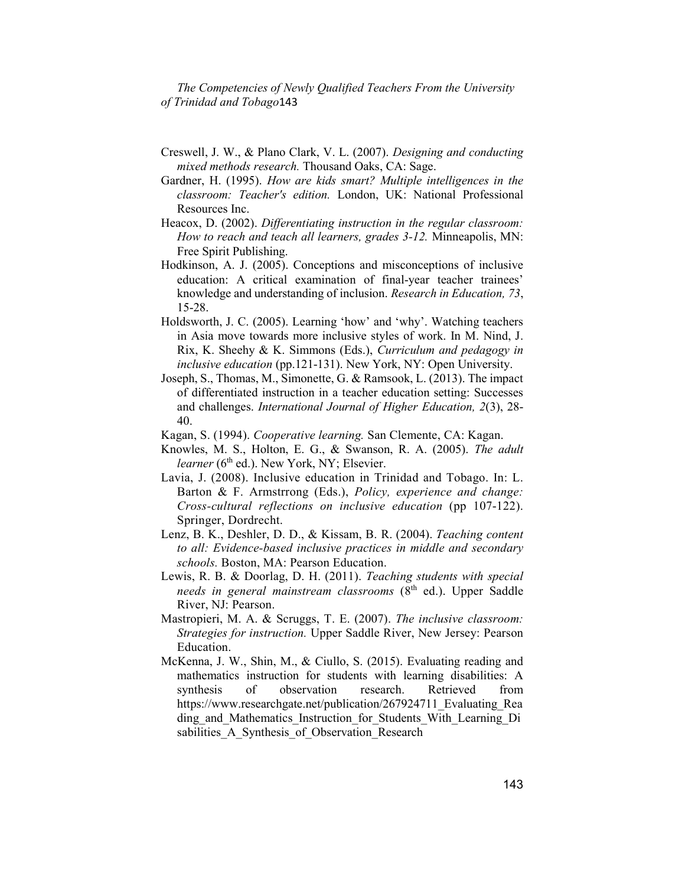Creswell, J. W., & Plano Clark, V. L. (2007). *Designing and conducting mixed methods research.* Thousand Oaks, CA: Sage.

Gardner, H. (1995). *How are kids smart? Multiple intelligences in the classroom: Teacher's edition.* London, UK: National Professional Resources Inc.

Heacox, D. (2002). *Differentiating instruction in the regular classroom: How to reach and teach all learners, grades 3-12.* Minneapolis, MN: Free Spirit Publishing.

Hodkinson, A. J. (2005). Conceptions and misconceptions of inclusive education: A critical examination of final-year teacher trainees' knowledge and understanding of inclusion. *Research in Education, 73*, 15-28.

Holdsworth, J. C. (2005). Learning 'how' and 'why'. Watching teachers in Asia move towards more inclusive styles of work. In M. Nind, J. Rix, K. Sheehy & K. Simmons (Eds.), *Curriculum and pedagogy in inclusive education* (pp.121-131). New York, NY: Open University.

Joseph, S., Thomas, M., Simonette, G. & Ramsook, L. (2013). The impact of differentiated instruction in a teacher education setting: Successes and challenges. *International Journal of Higher Education, 2*(3), 28-40.

Kagan, S. (1994). *Cooperative learning.* San Clemente, CA: Kagan.

Knowles, M. S., Holton, E. G., & Swanson, R. A. (2005). *The adult learner* (6th ed.). New York, NY; Elsevier.

Lavia, J. (2008). Inclusive education in Trinidad and Tobago. In: L. Barton & F. Armstrrong (Eds.), *Policy, experience and change: Cross-cultural reflections on inclusive education* (pp 107-122). Springer, Dordrecht.

Lenz, B. K., Deshler, D. D., & Kissam, B. R. (2004). *Teaching content to all: Evidence-based inclusive practices in middle and secondary schools.* Boston, MA: Pearson Education.

Lewis, R. B. & Doorlag, D. H. (2011). *Teaching students with special needs in general mainstream classrooms* (8th ed.). Upper Saddle River, NJ: Pearson.

Mastropieri, M. A. & Scruggs, T. E. (2007). *The inclusive classroom: Strategies for instruction.* Upper Saddle River, New Jersey: Pearson Education.

McKenna, J. W., Shin, M., & Ciullo, S. (2015). Evaluating reading and mathematics instruction for students with learning disabilities: A synthesis of observation research. Retrieved from https://www.researchgate.net/publication/267924711_Evaluating_Reading_and_Mathematics_Instruction_for_Students_With_Learning_Disabilities_A_Synthesis_of_Observation_Research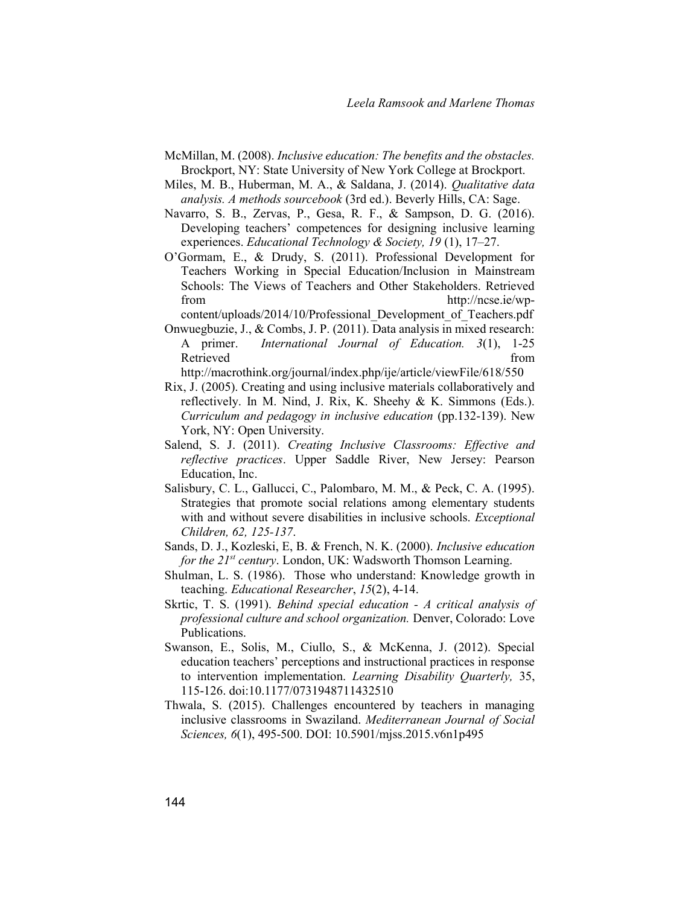McMillan, M. (2008). *Inclusive education: The benefits and the obstacles.* Brockport, NY: State University of New York College at Brockport.

Miles, M. B., Huberman, M. A., & Saldana, J. (2014). *Qualitative data analysis. A methods sourcebook* (3rd ed.). Beverly Hills, CA: Sage.

Navarro, S. B., Zervas, P., Gesa, R. F., & Sampson, D. G. (2016). Developing teachers' competences for designing inclusive learning experiences. *Educational Technology & Society, 19* (1), 17–27.

O'Gormam, E., & Drudy, S. (2011). Professional Development for Teachers Working in Special Education/Inclusion in Mainstream Schools: The Views of Teachers and Other Stakeholders. Retrieved from http://ncse.ie/wp-content/uploads/2014/10/Professional_Development_of_Teachers.pdf

Onwuegbuzie, J., & Combs, J. P. (2011). Data analysis in mixed research: A primer. *International Journal of Education. 3*(1), 1-25 Retrieved from http://macrothink.org/journal/index.php/ije/article/viewFile/618/550

Rix, J. (2005). Creating and using inclusive materials collaboratively and reflectively. In M. Nind, J. Rix, K. Sheehy & K. Simmons (Eds.). *Curriculum and pedagogy in inclusive education* (pp.132-139). New York, NY: Open University.

Salend, S. J. (2011). *Creating Inclusive Classrooms: Effective and reflective practices*. Upper Saddle River, New Jersey: Pearson Education, Inc.

Salisbury, C. L., Gallucci, C., Palombaro, M. M., & Peck, C. A. (1995). Strategies that promote social relations among elementary students with and without severe disabilities in inclusive schools. *Exceptional Children, 62, 125-137*.

Sands, D. J., Kozleski, E, B. & French, N. K. (2000). *Inclusive education for the 21st century*. London, UK: Wadsworth Thomson Learning.

Shulman, L. S. (1986). Those who understand: Knowledge growth in teaching. *Educational Researcher*, *15*(2), 4-14.

Skrtic, T. S. (1991). *Behind special education - A critical analysis of professional culture and school organization.* Denver, Colorado: Love Publications.

Swanson, E., Solis, M., Ciullo, S., & McKenna, J. (2012). Special education teachers' perceptions and instructional practices in response to intervention implementation. *Learning Disability Quarterly,* 35, 115-126. doi:10.1177/0731948711432510

Thwala, S. (2015). Challenges encountered by teachers in managing inclusive classrooms in Swaziland. *Mediterranean Journal of Social Sciences, 6*(1), 495-500. DOI: 10.5901/mjss.2015.v6n1p495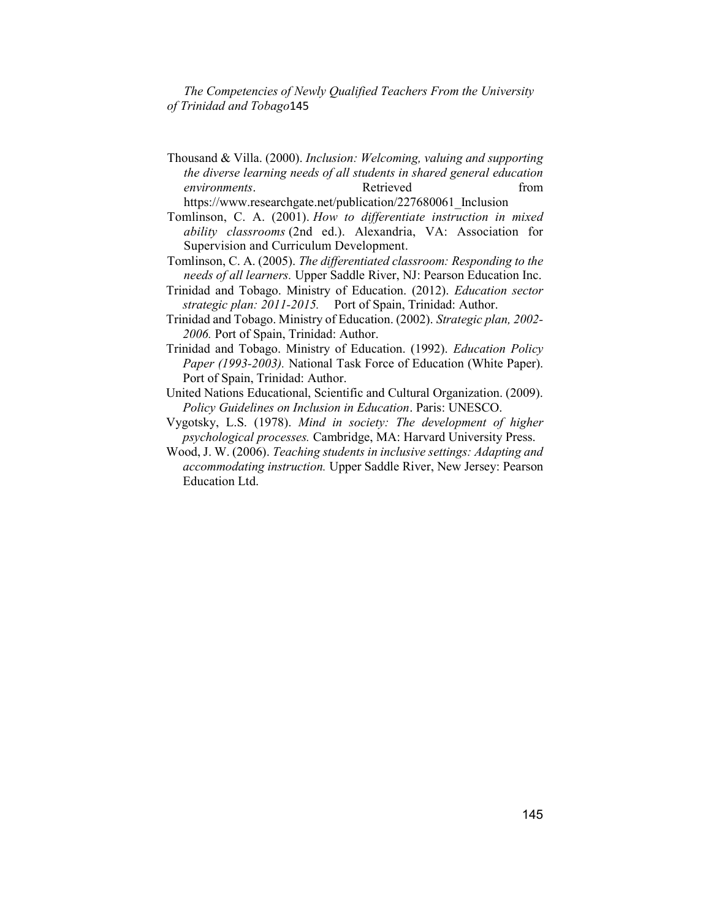Thousand & Villa. (2000). *Inclusion: Welcoming, valuing and supporting the diverse learning needs of all students in shared general education environments*. Retrieved from https://www.researchgate.net/publication/227680061_Inclusion

Tomlinson, C. A. (2001). *How to differentiate instruction in mixed ability classrooms* (2nd ed.). Alexandria, VA: Association for Supervision and Curriculum Development.

Tomlinson, C. A. (2005). *The differentiated classroom: Responding to the needs of all learners.* Upper Saddle River, NJ: Pearson Education Inc.

Trinidad and Tobago. Ministry of Education. (2012). *Education sector strategic plan: 2011-2015.* Port of Spain, Trinidad: Author.

Trinidad and Tobago. Ministry of Education. (2002). *Strategic plan, 2002-2006.* Port of Spain, Trinidad: Author.

Trinidad and Tobago. Ministry of Education. (1992). *Education Policy Paper (1993-2003).* National Task Force of Education (White Paper). Port of Spain, Trinidad: Author.

United Nations Educational, Scientific and Cultural Organization. (2009). *Policy Guidelines on Inclusion in Education*. Paris: UNESCO.

Vygotsky, L.S. (1978). *Mind in society: The development of higher psychological processes.* Cambridge, MA: Harvard University Press.

Wood, J. W. (2006). *Teaching students in inclusive settings: Adapting and accommodating instruction.* Upper Saddle River, New Jersey: Pearson Education Ltd.